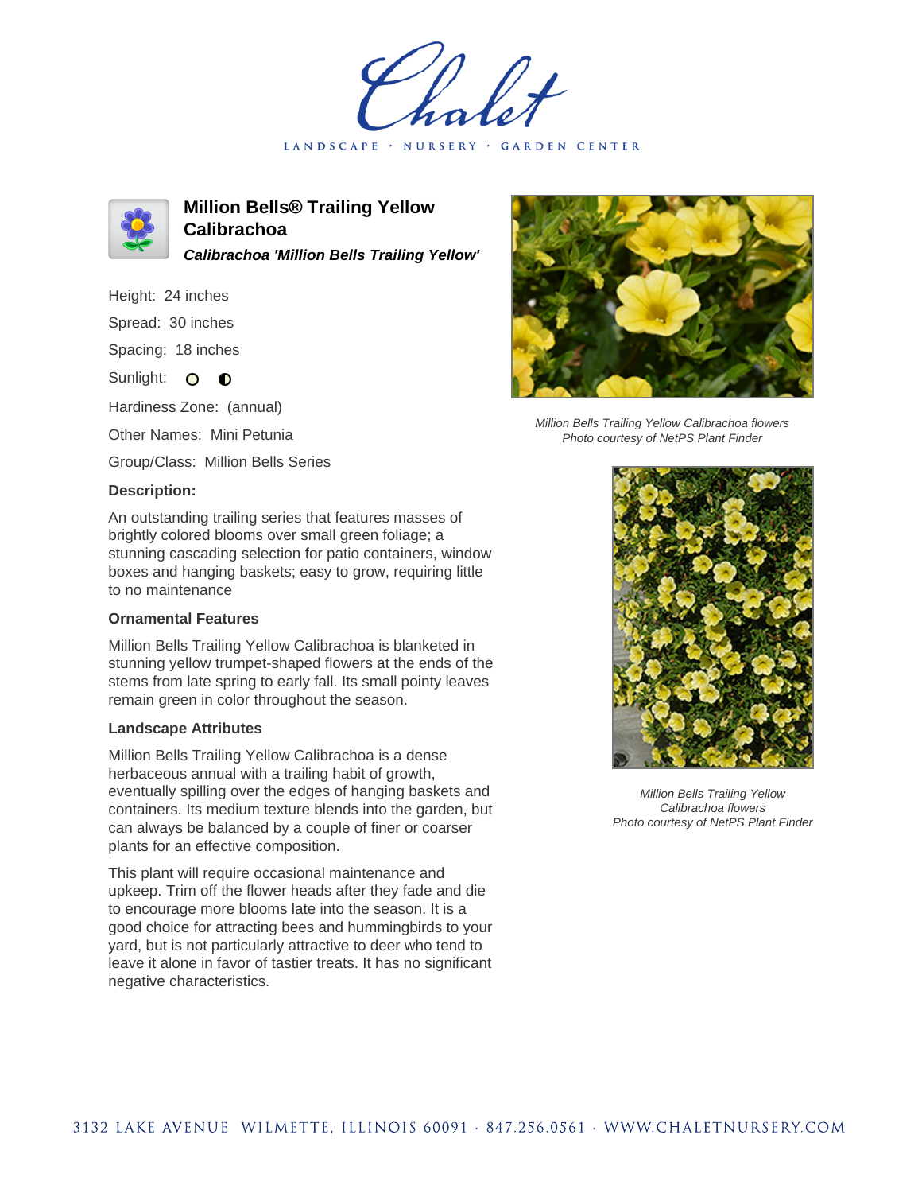# Million Bells® Trailing Yellow Calibrachoa

***Calibrachoa 'Million Bells Trailing Yellow'***

Height: 24 inches

Spread: 30 inches

Spacing: 18 inches

Sunlight: ○ ◐

Hardiness Zone: (annual)

Other Names: Mini Petunia

Group/Class: Million Bells Series

## Description:

An outstanding trailing series that features masses of brightly colored blooms over small green foliage; a stunning cascading selection for patio containers, window boxes and hanging baskets; easy to grow, requiring little to no maintenance

### Ornamental Features

Million Bells Trailing Yellow Calibrachoa is blanketed in stunning yellow trumpet-shaped flowers at the ends of the stems from late spring to early fall. Its small pointy leaves remain green in color throughout the season.

### Landscape Attributes

Million Bells Trailing Yellow Calibrachoa is a dense herbaceous annual with a trailing habit of growth, eventually spilling over the edges of hanging baskets and containers. Its medium texture blends into the garden, but can always be balanced by a couple of finer or coarser plants for an effective composition.

This plant will require occasional maintenance and upkeep. Trim off the flower heads after they fade and die to encourage more blooms late into the season. It is a good choice for attracting bees and hummingbirds to your yard, but is not particularly attractive to deer who tend to leave it alone in favor of tastier treats. It has no significant negative characteristics.

*Million Bells Trailing Yellow Calibrachoa flowers*
*Photo courtesy of NetPS Plant Finder*

*Million Bells Trailing Yellow Calibrachoa flowers*
*Photo courtesy of NetPS Plant Finder*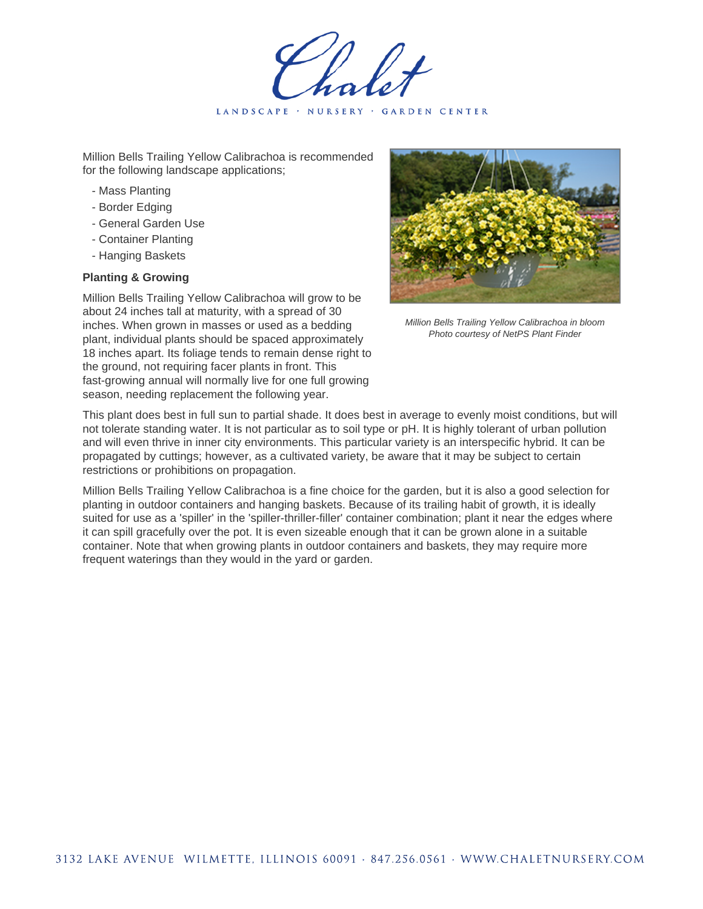Million Bells Trailing Yellow Calibrachoa is recommended for the following landscape applications;

- Mass Planting
- Border Edging
- General Garden Use
- Container Planting
- Hanging Baskets

*Million Bells Trailing Yellow Calibrachoa in bloom*
*Photo courtesy of NetPS Plant Finder*

**Planting & Growing**

Million Bells Trailing Yellow Calibrachoa will grow to be about 24 inches tall at maturity, with a spread of 30 inches. When grown in masses or used as a bedding plant, individual plants should be spaced approximately 18 inches apart. Its foliage tends to remain dense right to the ground, not requiring facer plants in front. This fast-growing annual will normally live for one full growing season, needing replacement the following year.

This plant does best in full sun to partial shade. It does best in average to evenly moist conditions, but will not tolerate standing water. It is not particular as to soil type or pH. It is highly tolerant of urban pollution and will even thrive in inner city environments. This particular variety is an interspecific hybrid. It can be propagated by cuttings; however, as a cultivated variety, be aware that it may be subject to certain restrictions or prohibitions on propagation.

Million Bells Trailing Yellow Calibrachoa is a fine choice for the garden, but it is also a good selection for planting in outdoor containers and hanging baskets. Because of its trailing habit of growth, it is ideally suited for use as a 'spiller' in the 'spiller-thriller-filler' container combination; plant it near the edges where it can spill gracefully over the pot. It is even sizeable enough that it can be grown alone in a suitable container. Note that when growing plants in outdoor containers and baskets, they may require more frequent waterings than they would in the yard or garden.